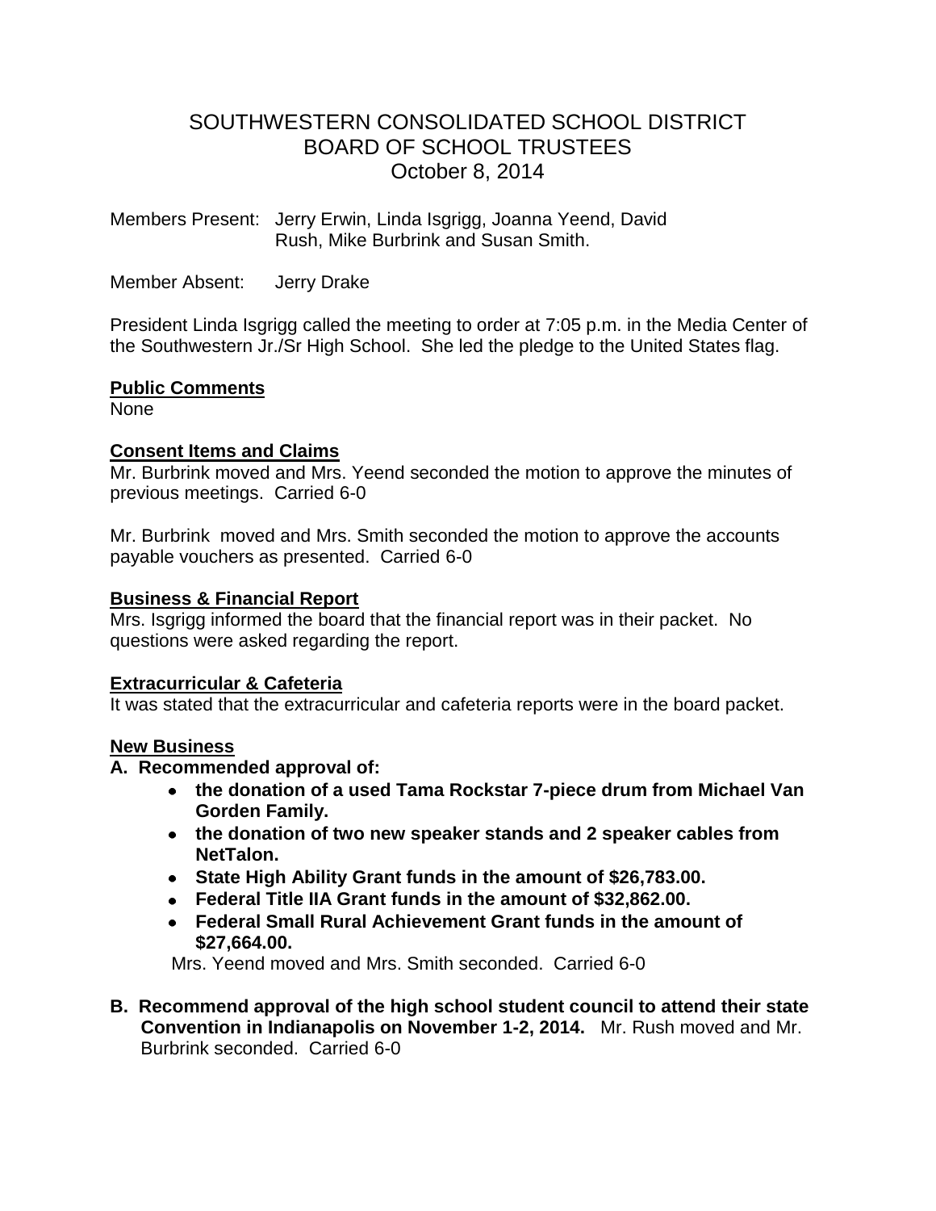# SOUTHWESTERN CONSOLIDATED SCHOOL DISTRICT
## BOARD OF SCHOOL TRUSTEES
### October 8, 2014

Members Present: Jerry Erwin, Linda Isgrigg, Joanna Yeend, David Rush, Mike Burbrink and Susan Smith.

Member Absent: Jerry Drake

President Linda Isgrigg called the meeting to order at 7:05 p.m. in the Media Center of the Southwestern Jr./Sr High School. She led the pledge to the United States flag.

**Public Comments**

None

**Consent Items and Claims**

Mr. Burbrink moved and Mrs. Yeend seconded the motion to approve the minutes of previous meetings. Carried 6-0

Mr. Burbrink moved and Mrs. Smith seconded the motion to approve the accounts payable vouchers as presented. Carried 6-0

**Business & Financial Report**

Mrs. Isgrigg informed the board that the financial report was in their packet. No questions were asked regarding the report.

**Extracurricular & Cafeteria**

It was stated that the extracurricular and cafeteria reports were in the board packet.

**New Business**

**A. Recommended approval of:**

- **the donation of a used Tama Rockstar 7-piece drum from Michael Van Gorden Family.**
- **the donation of two new speaker stands and 2 speaker cables from NetTalon.**
- **State High Ability Grant funds in the amount of $26,783.00.**
- **Federal Title IIA Grant funds in the amount of $32,862.00.**
- **Federal Small Rural Achievement Grant funds in the amount of $27,664.00.**

Mrs. Yeend moved and Mrs. Smith seconded. Carried 6-0

**B. Recommend approval of the high school student council to attend their state Convention in Indianapolis on November 1-2, 2014.** Mr. Rush moved and Mr. Burbrink seconded. Carried 6-0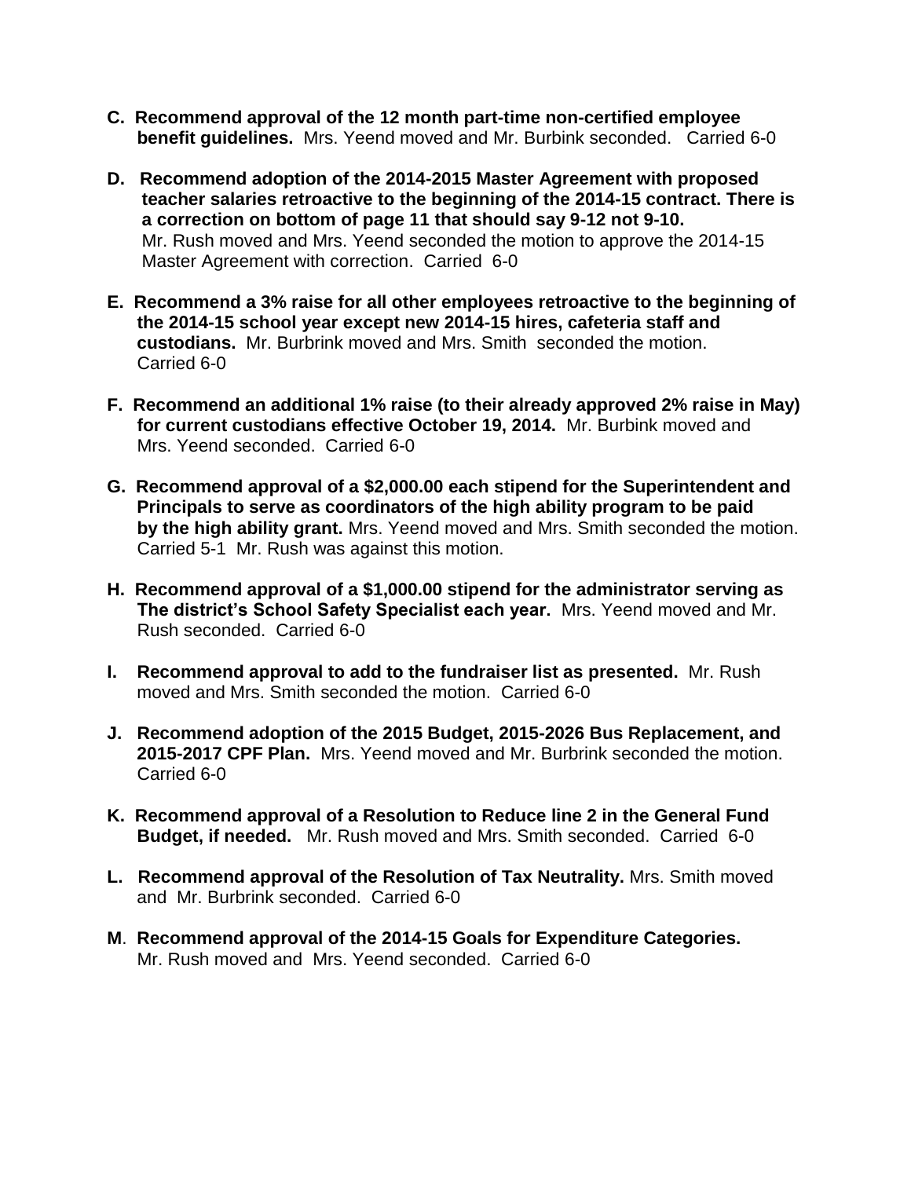**C. Recommend approval of the 12 month part-time non-certified employee benefit guidelines.** Mrs. Yeend moved and Mr. Burbink seconded. Carried 6-0

**D. Recommend adoption of the 2014-2015 Master Agreement with proposed teacher salaries retroactive to the beginning of the 2014-15 contract. There is a correction on bottom of page 11 that should say 9-12 not 9-10.** Mr. Rush moved and Mrs. Yeend seconded the motion to approve the 2014-15 Master Agreement with correction. Carried 6-0

**E. Recommend a 3% raise for all other employees retroactive to the beginning of the 2014-15 school year except new 2014-15 hires, cafeteria staff and custodians.** Mr. Burbrink moved and Mrs. Smith seconded the motion. Carried 6-0

**F. Recommend an additional 1% raise (to their already approved 2% raise in May) for current custodians effective October 19, 2014.** Mr. Burbink moved and Mrs. Yeend seconded. Carried 6-0

**G. Recommend approval of a $2,000.00 each stipend for the Superintendent and Principals to serve as coordinators of the high ability program to be paid by the high ability grant.** Mrs. Yeend moved and Mrs. Smith seconded the motion. Carried 5-1 Mr. Rush was against this motion.

**H. Recommend approval of a $1,000.00 stipend for the administrator serving as The district's School Safety Specialist each year.** Mrs. Yeend moved and Mr. Rush seconded. Carried 6-0

**I. Recommend approval to add to the fundraiser list as presented.** Mr. Rush moved and Mrs. Smith seconded the motion. Carried 6-0

**J. Recommend adoption of the 2015 Budget, 2015-2026 Bus Replacement, and 2015-2017 CPF Plan.** Mrs. Yeend moved and Mr. Burbrink seconded the motion. Carried 6-0

**K. Recommend approval of a Resolution to Reduce line 2 in the General Fund Budget, if needed.** Mr. Rush moved and Mrs. Smith seconded. Carried 6-0

**L. Recommend approval of the Resolution of Tax Neutrality.** Mrs. Smith moved and Mr. Burbrink seconded. Carried 6-0

**M. Recommend approval of the 2014-15 Goals for Expenditure Categories.** Mr. Rush moved and Mrs. Yeend seconded. Carried 6-0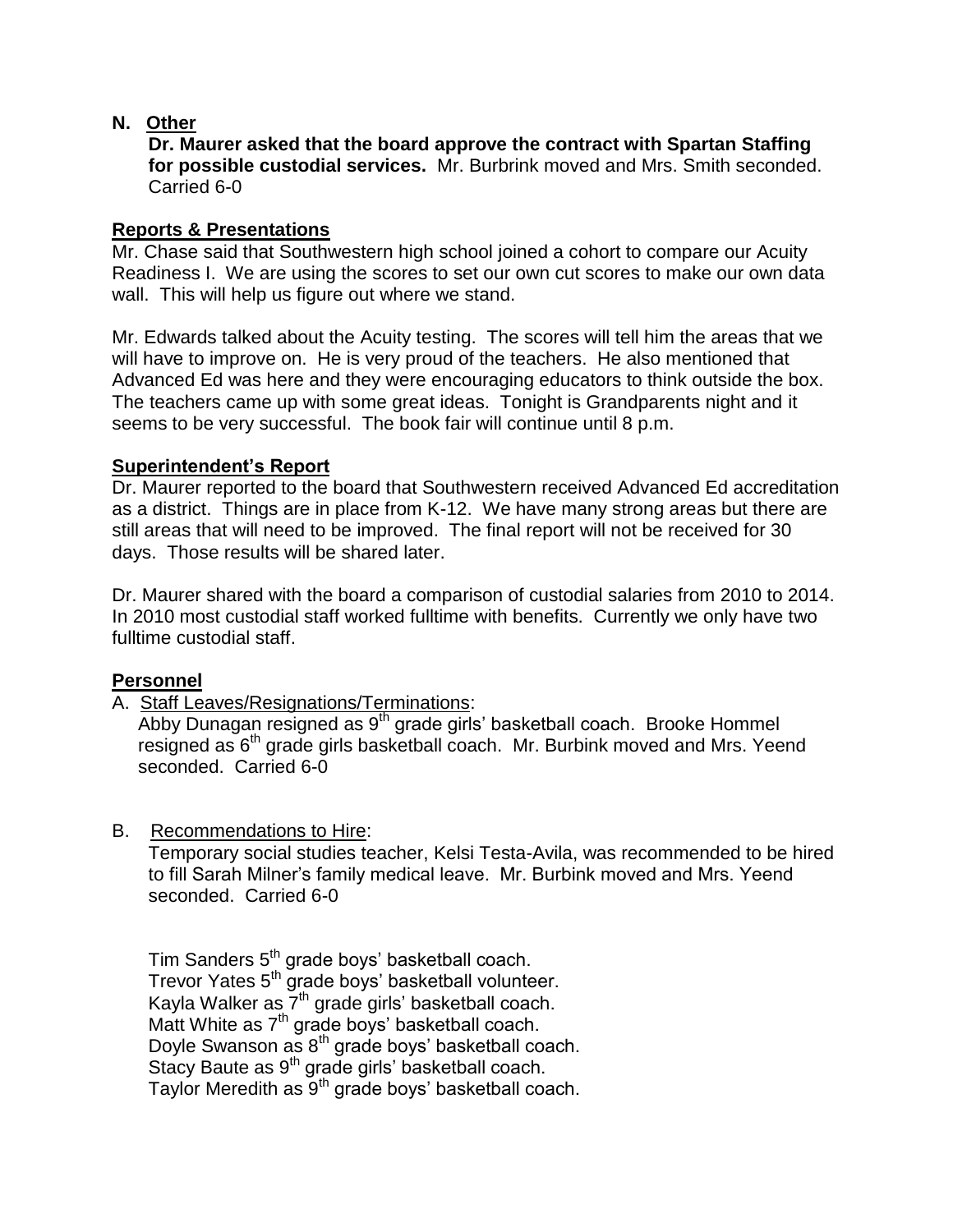**N. Other**

**Dr. Maurer asked that the board approve the contract with Spartan Staffing for possible custodial services.** Mr. Burbrink moved and Mrs. Smith seconded. Carried 6-0

**Reports & Presentations**

Mr. Chase said that Southwestern high school joined a cohort to compare our Acuity Readiness I. We are using the scores to set our own cut scores to make our own data wall. This will help us figure out where we stand.

Mr. Edwards talked about the Acuity testing. The scores will tell him the areas that we will have to improve on. He is very proud of the teachers. He also mentioned that Advanced Ed was here and they were encouraging educators to think outside the box. The teachers came up with some great ideas. Tonight is Grandparents night and it seems to be very successful. The book fair will continue until 8 p.m.

**Superintendent's Report**

Dr. Maurer reported to the board that Southwestern received Advanced Ed accreditation as a district. Things are in place from K-12. We have many strong areas but there are still areas that will need to be improved. The final report will not be received for 30 days. Those results will be shared later.

Dr. Maurer shared with the board a comparison of custodial salaries from 2010 to 2014. In 2010 most custodial staff worked fulltime with benefits. Currently we only have two fulltime custodial staff.

**Personnel**

A. Staff Leaves/Resignations/Terminations:
Abby Dunagan resigned as 9th grade girls' basketball coach. Brooke Hommel resigned as 6th grade girls basketball coach. Mr. Burbink moved and Mrs. Yeend seconded. Carried 6-0

B. Recommendations to Hire:
Temporary social studies teacher, Kelsi Testa-Avila, was recommended to be hired to fill Sarah Milner's family medical leave. Mr. Burbink moved and Mrs. Yeend seconded. Carried 6-0

Tim Sanders 5th grade boys' basketball coach.
Trevor Yates 5th grade boys' basketball volunteer.
Kayla Walker as 7th grade girls' basketball coach.
Matt White as 7th grade boys' basketball coach.
Doyle Swanson as 8th grade boys' basketball coach.
Stacy Baute as 9th grade girls' basketball coach.
Taylor Meredith as 9th grade boys' basketball coach.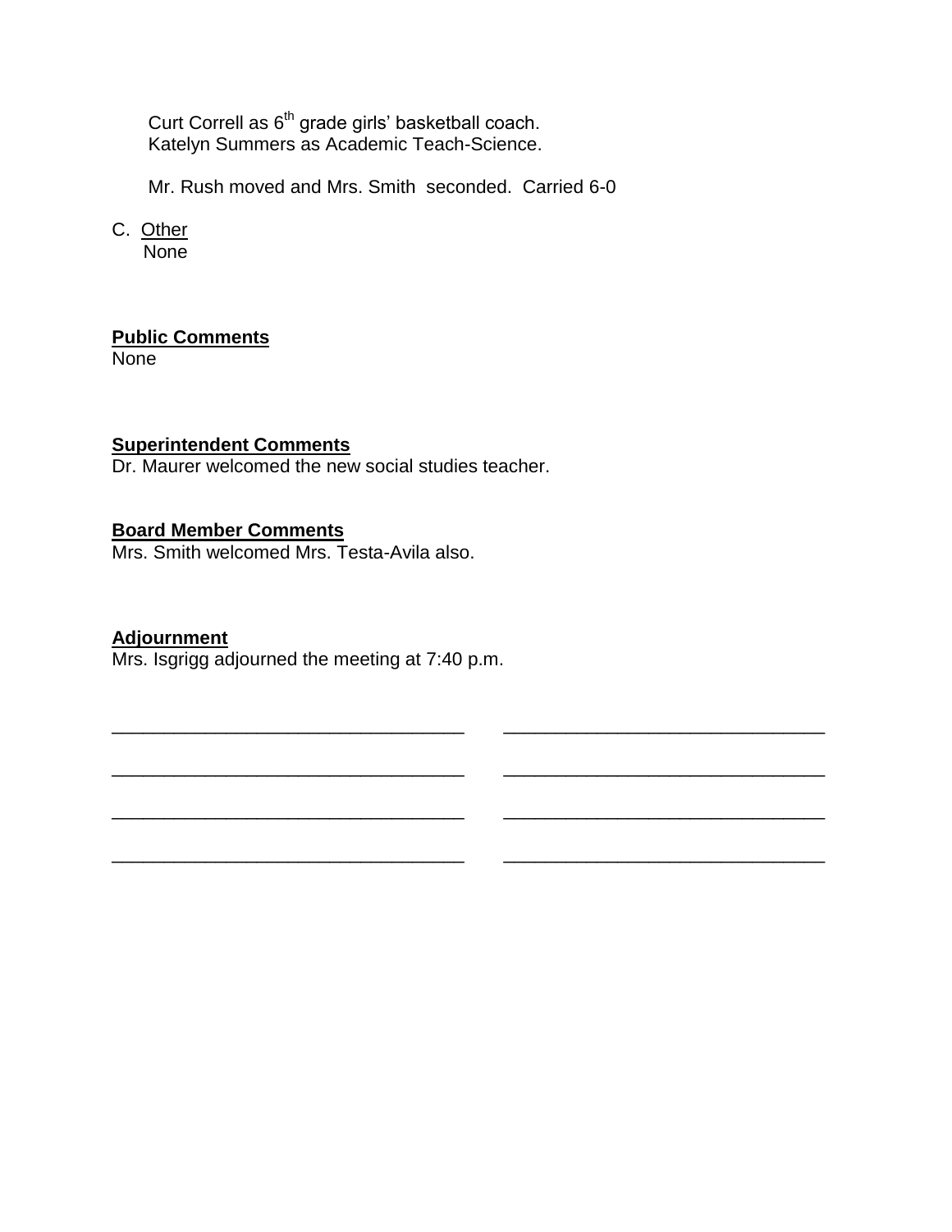Curt Correll as $6^{th}$ grade girls' basketball coach.
Katelyn Summers as Academic Teach-Science.

Mr. Rush moved and Mrs. Smith seconded. Carried 6-0

C. Other
None

**Public Comments**
None

**Superintendent Comments**
Dr. Maurer welcomed the new social studies teacher.

**Board Member Comments**
Mrs. Smith welcomed Mrs. Testa-Avila also.

**Adjournment**
Mrs. Isgrigg adjourned the meeting at 7:40 p.m.

\_\_\_\_\_\_\_\_\_\_\_\_\_\_\_\_\_\_\_\_\_\_\_\_\_\_\_\_\_\_ \_\_\_\_\_\_\_\_\_\_\_\_\_\_\_\_\_\_\_\_\_\_\_\_\_\_\_\_\_\_

\_\_\_\_\_\_\_\_\_\_\_\_\_\_\_\_\_\_\_\_\_\_\_\_\_\_\_\_\_\_ \_\_\_\_\_\_\_\_\_\_\_\_\_\_\_\_\_\_\_\_\_\_\_\_\_\_\_\_\_\_

\_\_\_\_\_\_\_\_\_\_\_\_\_\_\_\_\_\_\_\_\_\_\_\_\_\_\_\_\_\_ \_\_\_\_\_\_\_\_\_\_\_\_\_\_\_\_\_\_\_\_\_\_\_\_\_\_\_\_\_\_

\_\_\_\_\_\_\_\_\_\_\_\_\_\_\_\_\_\_\_\_\_\_\_\_\_\_\_\_\_\_ \_\_\_\_\_\_\_\_\_\_\_\_\_\_\_\_\_\_\_\_\_\_\_\_\_\_\_\_\_\_